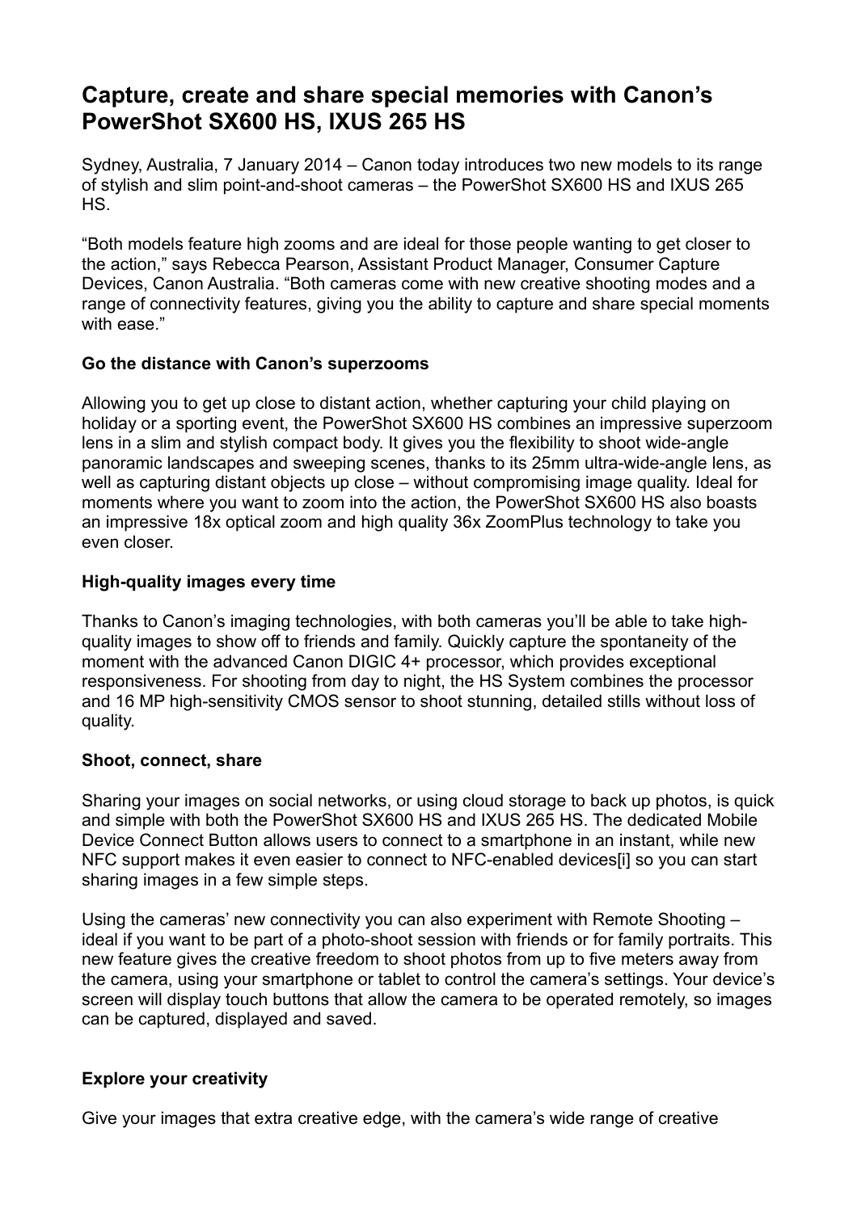# Capture, create and share special memories with Canon's PowerShot SX600 HS, IXUS 265 HS

Sydney, Australia, 7 January 2014 – Canon today introduces two new models to its range of stylish and slim point-and-shoot cameras – the PowerShot SX600 HS and IXUS 265 HS.

"Both models feature high zooms and are ideal for those people wanting to get closer to the action," says Rebecca Pearson, Assistant Product Manager, Consumer Capture Devices, Canon Australia. "Both cameras come with new creative shooting modes and a range of connectivity features, giving you the ability to capture and share special moments with ease."

**Go the distance with Canon's superzooms**

Allowing you to get up close to distant action, whether capturing your child playing on holiday or a sporting event, the PowerShot SX600 HS combines an impressive superzoom lens in a slim and stylish compact body. It gives you the flexibility to shoot wide-angle panoramic landscapes and sweeping scenes, thanks to its 25mm ultra-wide-angle lens, as well as capturing distant objects up close – without compromising image quality. Ideal for moments where you want to zoom into the action, the PowerShot SX600 HS also boasts an impressive 18x optical zoom and high quality 36x ZoomPlus technology to take you even closer.

**High-quality images every time**

Thanks to Canon's imaging technologies, with both cameras you'll be able to take high-quality images to show off to friends and family. Quickly capture the spontaneity of the moment with the advanced Canon DIGIC 4+ processor, which provides exceptional responsiveness. For shooting from day to night, the HS System combines the processor and 16 MP high-sensitivity CMOS sensor to shoot stunning, detailed stills without loss of quality.

**Shoot, connect, share**

Sharing your images on social networks, or using cloud storage to back up photos, is quick and simple with both the PowerShot SX600 HS and IXUS 265 HS. The dedicated Mobile Device Connect Button allows users to connect to a smartphone in an instant, while new NFC support makes it even easier to connect to NFC-enabled devices[i] so you can start sharing images in a few simple steps.

Using the cameras' new connectivity you can also experiment with Remote Shooting – ideal if you want to be part of a photo-shoot session with friends or for family portraits. This new feature gives the creative freedom to shoot photos from up to five meters away from the camera, using your smartphone or tablet to control the camera's settings. Your device's screen will display touch buttons that allow the camera to be operated remotely, so images can be captured, displayed and saved.

**Explore your creativity**

Give your images that extra creative edge, with the camera's wide range of creative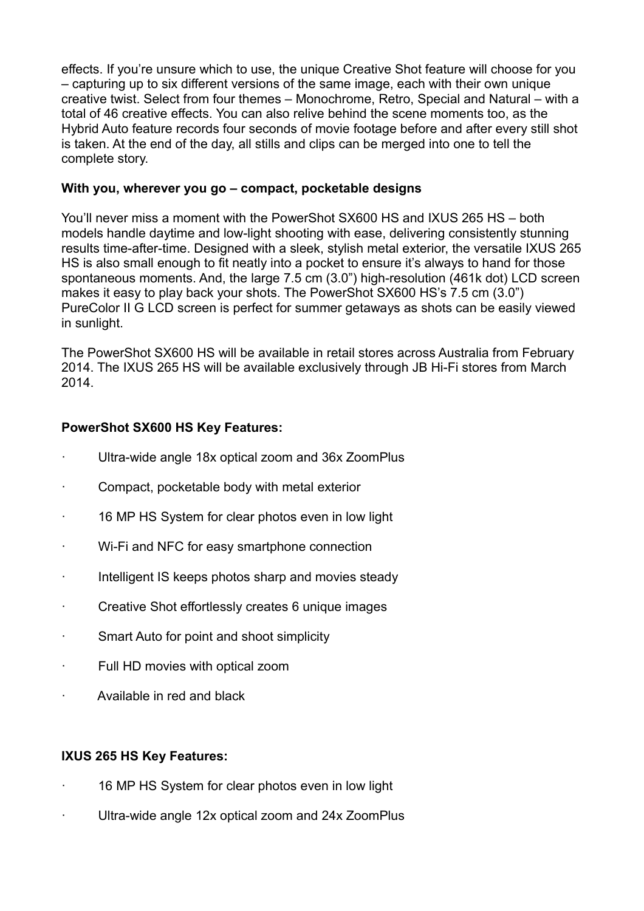effects. If you're unsure which to use, the unique Creative Shot feature will choose for you – capturing up to six different versions of the same image, each with their own unique creative twist. Select from four themes – Monochrome, Retro, Special and Natural – with a total of 46 creative effects. You can also relive behind the scene moments too, as the Hybrid Auto feature records four seconds of movie footage before and after every still shot is taken. At the end of the day, all stills and clips can be merged into one to tell the complete story.

**With you, wherever you go – compact, pocketable designs**

You'll never miss a moment with the PowerShot SX600 HS and IXUS 265 HS – both models handle daytime and low-light shooting with ease, delivering consistently stunning results time-after-time. Designed with a sleek, stylish metal exterior, the versatile IXUS 265 HS is also small enough to fit neatly into a pocket to ensure it's always to hand for those spontaneous moments. And, the large 7.5 cm (3.0") high-resolution (461k dot) LCD screen makes it easy to play back your shots. The PowerShot SX600 HS's 7.5 cm (3.0") PureColor II G LCD screen is perfect for summer getaways as shots can be easily viewed in sunlight.

The PowerShot SX600 HS will be available in retail stores across Australia from February 2014. The IXUS 265 HS will be available exclusively through JB Hi-Fi stores from March 2014.

**PowerShot SX600 HS Key Features:**

- Ultra-wide angle 18x optical zoom and 36x ZoomPlus
- Compact, pocketable body with metal exterior
- 16 MP HS System for clear photos even in low light
- Wi-Fi and NFC for easy smartphone connection
- Intelligent IS keeps photos sharp and movies steady
- Creative Shot effortlessly creates 6 unique images
- Smart Auto for point and shoot simplicity
- Full HD movies with optical zoom
- Available in red and black

**IXUS 265 HS Key Features:**

- 16 MP HS System for clear photos even in low light
- Ultra-wide angle 12x optical zoom and 24x ZoomPlus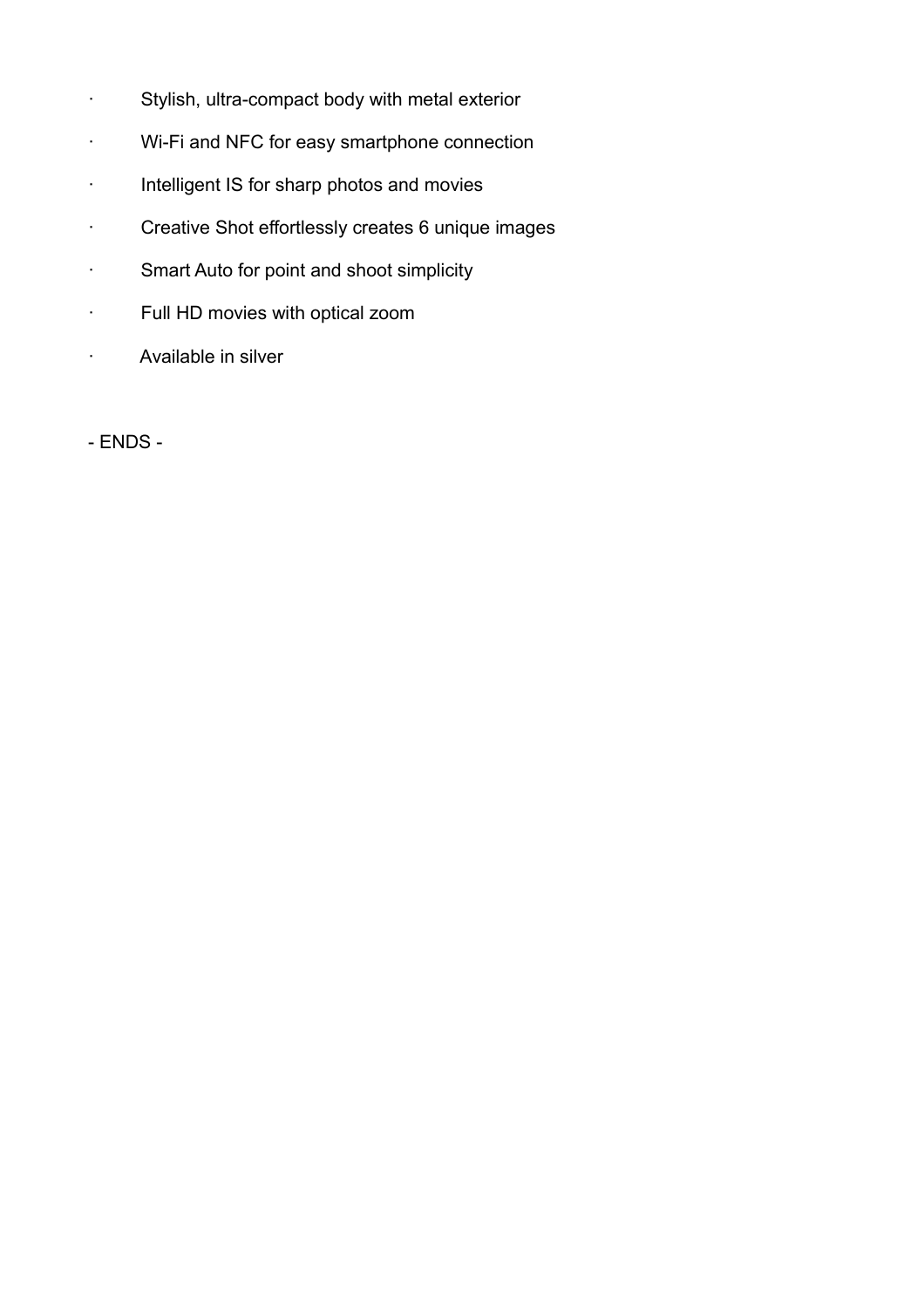- Stylish, ultra-compact body with metal exterior
- Wi-Fi and NFC for easy smartphone connection
- Intelligent IS for sharp photos and movies
- Creative Shot effortlessly creates 6 unique images
- Smart Auto for point and shoot simplicity
- Full HD movies with optical zoom
- Available in silver

- ENDS -